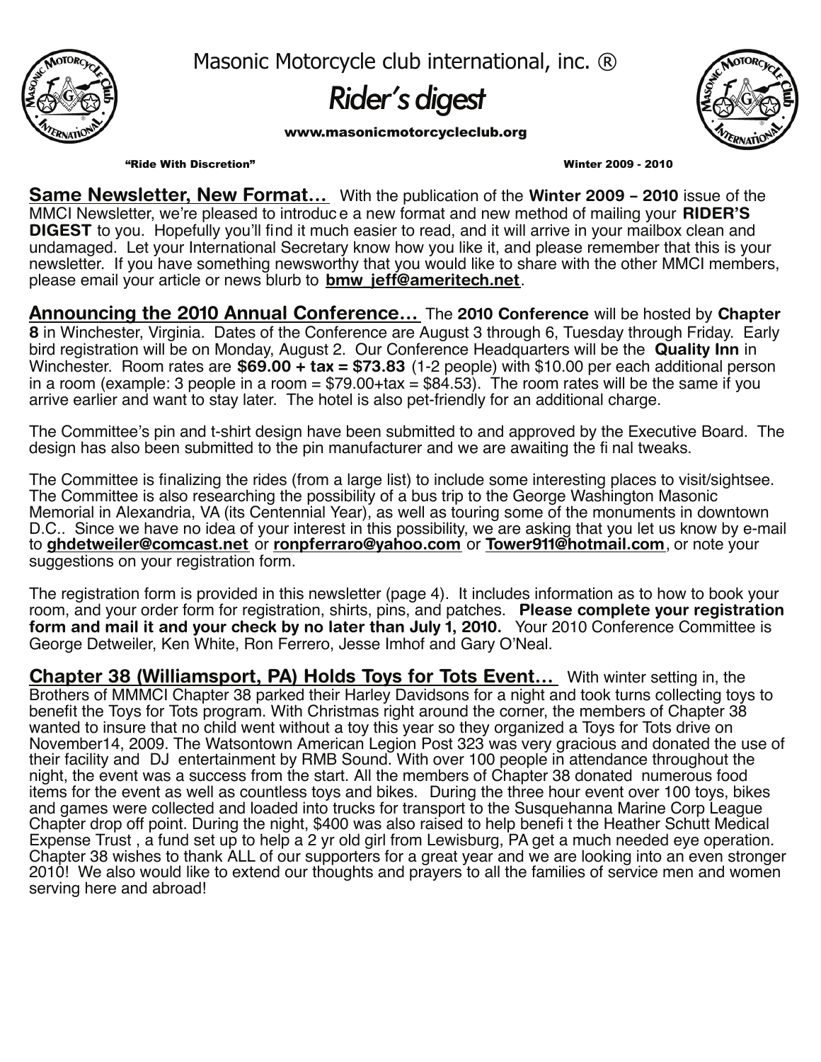Masonic Motorcycle club international, inc. ®

# *Rider's digest*

www.masonicmotorcycleclub.org

"Ride With Discretion" Winter 2009 - 2010

**Same Newsletter, New Format…** With the publication of the **Winter 2009 – 2010** issue of the MMCI Newsletter, we're pleased to introduce a new format and new method of mailing your **RIDER'S DIGEST** to you. Hopefully you'll find it much easier to read, and it will arrive in your mailbox clean and undamaged. Let your International Secretary know how you like it, and please remember that this is your newsletter. If you have something newsworthy that you would like to share with the other MMCI members, please email your article or news blurb to **bmw_jeff@ameritech.net**.

**Announcing the 2010 Annual Conference…** The **2010 Conference** will be hosted by **Chapter 8** in Winchester, Virginia. Dates of the Conference are August 3 through 6, Tuesday through Friday. Early bird registration will be on Monday, August 2. Our Conference Headquarters will be the **Quality Inn** in Winchester. Room rates are **$69.00 + tax = $73.83** (1-2 people) with $10.00 per each additional person in a room (example: 3 people in a room = $79.00+tax = $84.53). The room rates will be the same if you arrive earlier and want to stay later. The hotel is also pet-friendly for an additional charge.

The Committee's pin and t-shirt design have been submitted to and approved by the Executive Board. The design has also been submitted to the pin manufacturer and we are awaiting the final tweaks.

The Committee is finalizing the rides (from a large list) to include some interesting places to visit/sightsee. The Committee is also researching the possibility of a bus trip to the George Washington Masonic Memorial in Alexandria, VA (its Centennial Year), as well as touring some of the monuments in downtown D.C.. Since we have no idea of your interest in this possibility, we are asking that you let us know by e-mail to **ghdetweiler@comcast.net** or **ronpferraro@yahoo.com** or **Tower911@hotmail.com**, or note your suggestions on your registration form.

The registration form is provided in this newsletter (page 4). It includes information as to how to book your room, and your order form for registration, shirts, pins, and patches. **Please complete your registration form and mail it and your check by no later than July 1, 2010.** Your 2010 Conference Committee is George Detweiler, Ken White, Ron Ferrero, Jesse Imhof and Gary O'Neal.

**Chapter 38 (Williamsport, PA) Holds Toys for Tots Event…** With winter setting in, the Brothers of MMMCI Chapter 38 parked their Harley Davidsons for a night and took turns collecting toys to benefit the Toys for Tots program. With Christmas right around the corner, the members of Chapter 38 wanted to insure that no child went without a toy this year so they organized a Toys for Tots drive on November14, 2009. The Watsontown American Legion Post 323 was very gracious and donated the use of their facility and DJ entertainment by RMB Sound. With over 100 people in attendance throughout the night, the event was a success from the start. All the members of Chapter 38 donated numerous food items for the event as well as countless toys and bikes. During the three hour event over 100 toys, bikes and games were collected and loaded into trucks for transport to the Susquehanna Marine Corp League Chapter drop off point. During the night, $400 was also raised to help benefit the Heather Schutt Medical Expense Trust , a fund set up to help a 2 yr old girl from Lewisburg, PA get a much needed eye operation. Chapter 38 wishes to thank ALL of our supporters for a great year and we are looking into an even stronger 2010! We also would like to extend our thoughts and prayers to all the families of service men and women serving here and abroad!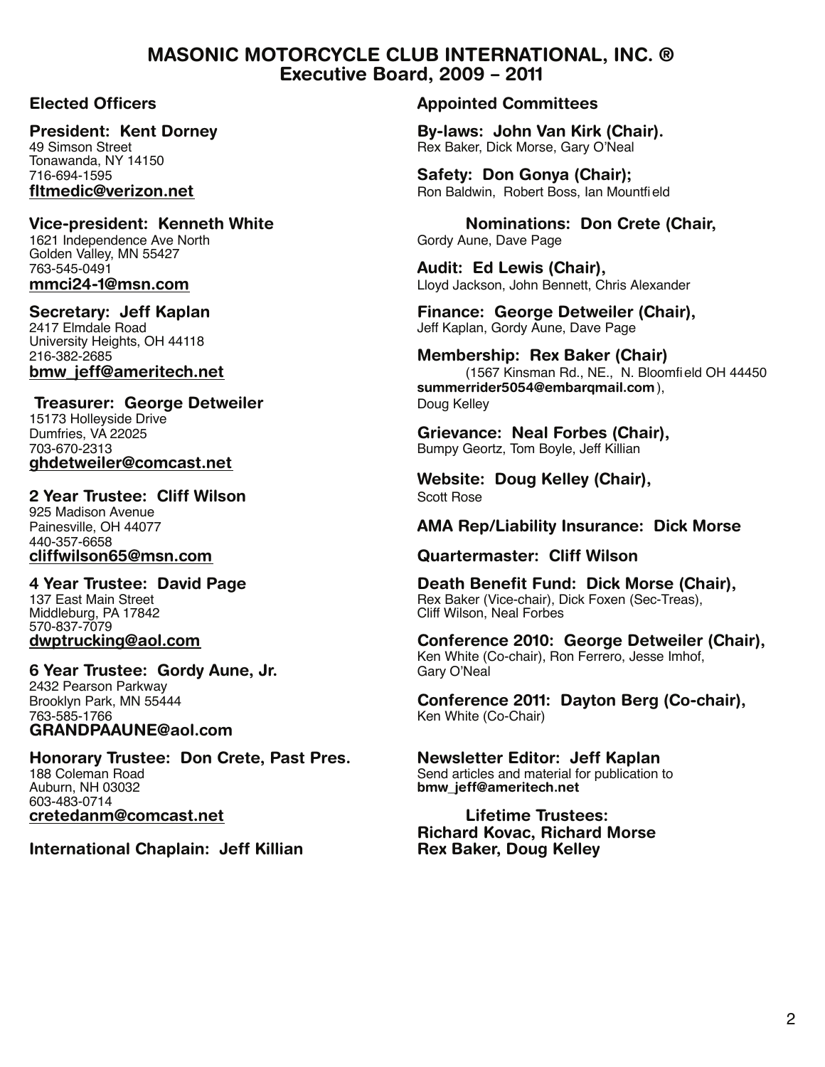# MASONIC MOTORCYCLE CLUB INTERNATIONAL, INC. ®
## Executive Board, 2009 – 2011

### Elected Officers

**President: Kent Dorney**
49 Simson Street
Tonawanda, NY 14150
716-694-1595
**fltmedic@verizon.net**

**Vice-president: Kenneth White**
1621 Independence Ave North
Golden Valley, MN 55427
763-545-0491
**mmci24-1@msn.com**

**Secretary: Jeff Kaplan**
2417 Elmdale Road
University Heights, OH 44118
216-382-2685
**bmw_jeff@ameritech.net**

**Treasurer: George Detweiler**
15173 Holleyside Drive
Dumfries, VA 22025
703-670-2313
**ghdetweiler@comcast.net**

**2 Year Trustee: Cliff Wilson**
925 Madison Avenue
Painesville, OH 44077
440-357-6658
**cliffwilson65@msn.com**

**4 Year Trustee: David Page**
137 East Main Street
Middleburg, PA 17842
570-837-7079
**dwptrucking@aol.com**

**6 Year Trustee: Gordy Aune, Jr.**
2432 Pearson Parkway
Brooklyn Park, MN 55444
763-585-1766
**GRANDPAAUNE@aol.com**

**Honorary Trustee: Don Crete, Past Pres.**
188 Coleman Road
Auburn, NH 03032
603-483-0714
**cretedanm@comcast.net**

**International Chaplain: Jeff Killian**

### Appointed Committees

**By-laws: John Van Kirk (Chair).**
Rex Baker, Dick Morse, Gary O'Neal

**Safety: Don Gonya (Chair);**
Ron Baldwin, Robert Boss, Ian Mountfield

**Nominations: Don Crete (Chair,**
Gordy Aune, Dave Page

**Audit: Ed Lewis (Chair),**
Lloyd Jackson, John Bennett, Chris Alexander

**Finance: George Detweiler (Chair),**
Jeff Kaplan, Gordy Aune, Dave Page

**Membership: Rex Baker (Chair)**
(1567 Kinsman Rd., NE., N. Bloomfield OH 44450 **summerrider5054@embarqmail.com**),
Doug Kelley

**Grievance: Neal Forbes (Chair),**
Bumpy Geortz, Tom Boyle, Jeff Killian

**Website: Doug Kelley (Chair),**
Scott Rose

**AMA Rep/Liability Insurance: Dick Morse**

**Quartermaster: Cliff Wilson**

**Death Benefit Fund: Dick Morse (Chair),**
Rex Baker (Vice-chair), Dick Foxen (Sec-Treas),
Cliff Wilson, Neal Forbes

**Conference 2010: George Detweiler (Chair),**
Ken White (Co-chair), Ron Ferrero, Jesse Imhof,
Gary O'Neal

**Conference 2011: Dayton Berg (Co-chair),**
Ken White (Co-Chair)

**Newsletter Editor: Jeff Kaplan**
Send articles and material for publication to
**bmw_jeff@ameritech.net**

**Lifetime Trustees:**
**Richard Kovac, Richard Morse**
**Rex Baker, Doug Kelley**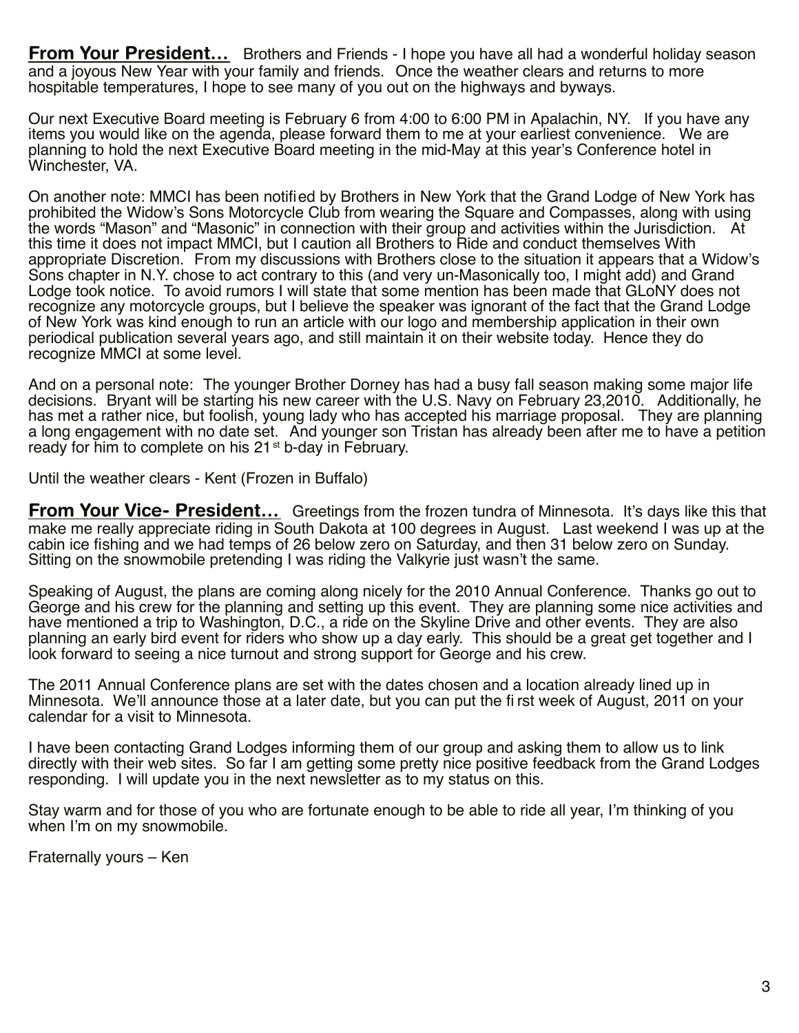**From Your President…** Brothers and Friends - I hope you have all had a wonderful holiday season and a joyous New Year with your family and friends. Once the weather clears and returns to more hospitable temperatures, I hope to see many of you out on the highways and byways.

Our next Executive Board meeting is February 6 from 4:00 to 6:00 PM in Apalachin, NY. If you have any items you would like on the agenda, please forward them to me at your earliest convenience. We are planning to hold the next Executive Board meeting in the mid-May at this year's Conference hotel in Winchester, VA.

On another note: MMCI has been notified by Brothers in New York that the Grand Lodge of New York has prohibited the Widow's Sons Motorcycle Club from wearing the Square and Compasses, along with using the words "Mason" and "Masonic" in connection with their group and activities within the Jurisdiction. At this time it does not impact MMCI, but I caution all Brothers to Ride and conduct themselves With appropriate Discretion. From my discussions with Brothers close to the situation it appears that a Widow's Sons chapter in N.Y. chose to act contrary to this (and very un-Masonically too, I might add) and Grand Lodge took notice. To avoid rumors I will state that some mention has been made that GLoNY does not recognize any motorcycle groups, but I believe the speaker was ignorant of the fact that the Grand Lodge of New York was kind enough to run an article with our logo and membership application in their own periodical publication several years ago, and still maintain it on their website today. Hence they do recognize MMCI at some level.

And on a personal note: The younger Brother Dorney has had a busy fall season making some major life decisions. Bryant will be starting his new career with the U.S. Navy on February 23,2010. Additionally, he has met a rather nice, but foolish, young lady who has accepted his marriage proposal. They are planning a long engagement with no date set. And younger son Tristan has already been after me to have a petition ready for him to complete on his 21st b-day in February.

Until the weather clears - Kent (Frozen in Buffalo)

**From Your Vice- President…** Greetings from the frozen tundra of Minnesota. It's days like this that make me really appreciate riding in South Dakota at 100 degrees in August. Last weekend I was up at the cabin ice fishing and we had temps of 26 below zero on Saturday, and then 31 below zero on Sunday. Sitting on the snowmobile pretending I was riding the Valkyrie just wasn't the same.

Speaking of August, the plans are coming along nicely for the 2010 Annual Conference. Thanks go out to George and his crew for the planning and setting up this event. They are planning some nice activities and have mentioned a trip to Washington, D.C., a ride on the Skyline Drive and other events. They are also planning an early bird event for riders who show up a day early. This should be a great get together and I look forward to seeing a nice turnout and strong support for George and his crew.

The 2011 Annual Conference plans are set with the dates chosen and a location already lined up in Minnesota. We'll announce those at a later date, but you can put the first week of August, 2011 on your calendar for a visit to Minnesota.

I have been contacting Grand Lodges informing them of our group and asking them to allow us to link directly with their web sites. So far I am getting some pretty nice positive feedback from the Grand Lodges responding. I will update you in the next newsletter as to my status on this.

Stay warm and for those of you who are fortunate enough to be able to ride all year, I'm thinking of you when I'm on my snowmobile.

Fraternally yours – Ken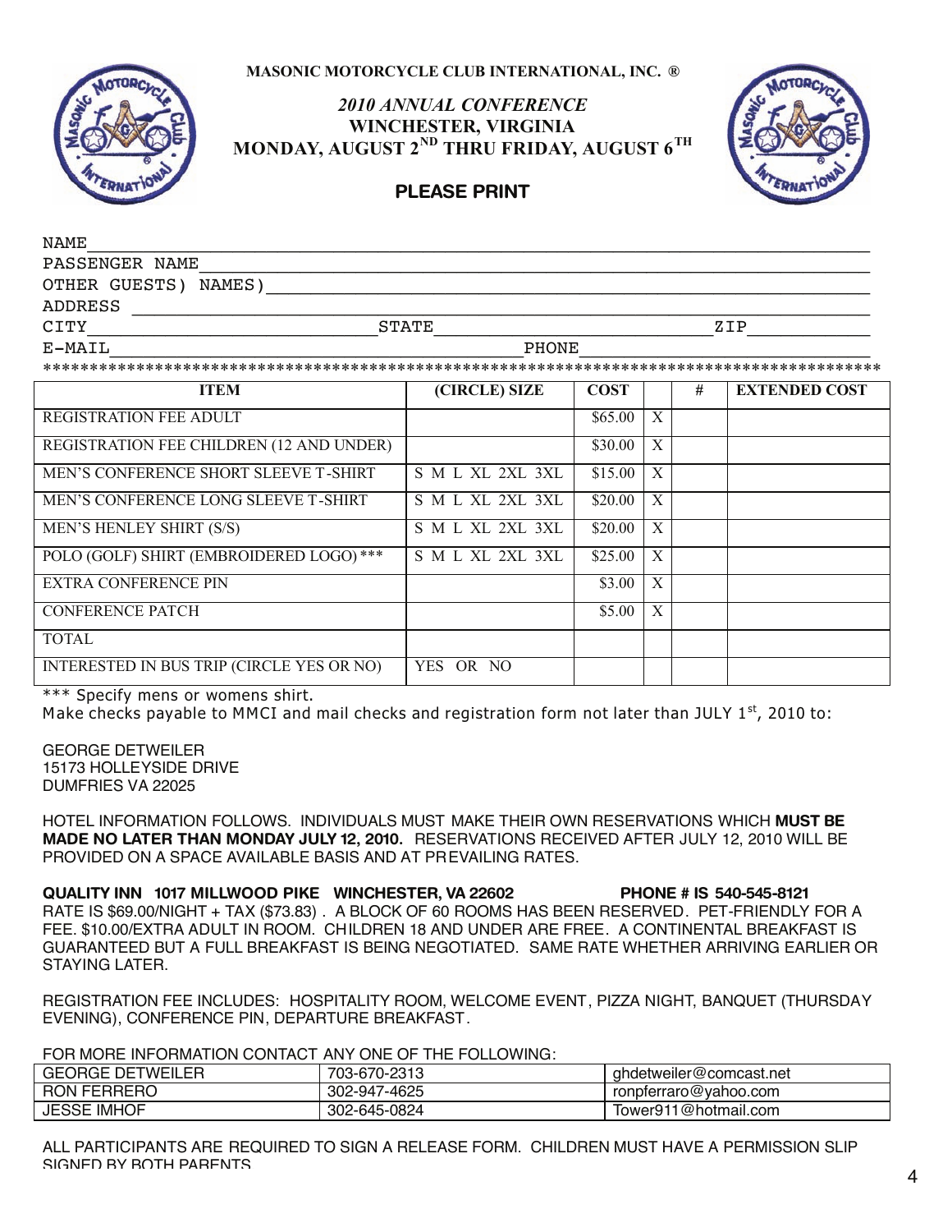**MASONIC MOTORCYCLE CLUB INTERNATIONAL, INC. ®**

***2010 ANNUAL CONFERENCE***

**WINCHESTER, VIRGINIA**

**MONDAY, AUGUST 2$^{ND}$ THRU FRIDAY, AUGUST 6$^{TH}$**

**PLEASE PRINT**

NAME\_\_\_\_\_\_\_\_\_\_\_\_\_\_\_\_\_\_\_\_\_\_\_\_\_\_\_\_\_\_\_\_\_\_\_\_\_\_\_\_\_\_\_\_\_\_\_\_\_\_\_\_\_\_\_\_\_\_\_\_\_\_

PASSENGER NAME\_\_\_\_\_\_\_\_\_\_\_\_\_\_\_\_\_\_\_\_\_\_\_\_\_\_\_\_\_\_\_\_\_\_\_\_\_\_\_\_\_\_\_\_\_\_\_\_\_\_\_\_

OTHER GUESTS) NAMES)\_\_\_\_\_\_\_\_\_\_\_\_\_\_\_\_\_\_\_\_\_\_\_\_\_\_\_\_\_\_\_\_\_\_\_\_\_\_\_\_\_\_\_\_\_\_

ADDRESS \_\_\_\_\_\_\_\_\_\_\_\_\_\_\_\_\_\_\_\_\_\_\_\_\_\_\_\_\_\_\_\_\_\_\_\_\_\_\_\_\_\_\_\_\_\_\_\_\_\_\_\_\_\_\_\_\_\_

CITY\_\_\_\_\_\_\_\_\_\_\_\_\_\_\_\_\_\_\_\_\_\_STATE\_\_\_\_\_\_\_\_\_\_\_\_\_\_\_\_\_\_\_\_\_\_\_\_\_ZIP\_\_\_\_\_\_\_\_\_

E-MAIL\_\_\_\_\_\_\_\_\_\_\_\_\_\_\_\_\_\_\_\_\_\_\_\_\_\_\_\_\_\_\_\_\_\_\_\_PHONE\_\_\_\_\_\_\_\_\_\_\_\_\_\_\_\_\_\_\_\_\_\_\_\_

************************************************************************************

| ITEM | (CIRCLE) SIZE | COST | | # | EXTENDED COST |
|---|---|---|---|---|---|
| REGISTRATION FEE ADULT | | $65.00 | X | | |
| REGISTRATION FEE CHILDREN (12 AND UNDER) | | $30.00 | X | | |
| MEN'S CONFERENCE SHORT SLEEVE T-SHIRT | S M L XL 2XL 3XL | $15.00 | X | | |
| MEN'S CONFERENCE LONG SLEEVE T-SHIRT | S M L XL 2XL 3XL | $20.00 | X | | |
| MEN'S HENLEY SHIRT (S/S) | S M L XL 2XL 3XL | $20.00 | X | | |
| POLO (GOLF) SHIRT (EMBROIDERED LOGO) *** | S M L XL 2XL 3XL | $25.00 | X | | |
| EXTRA CONFERENCE PIN | | $3.00 | X | | |
| CONFERENCE PATCH | | $5.00 | X | | |
| TOTAL | | | | | |
| INTERESTED IN BUS TRIP (CIRCLE YES OR NO) | YES OR NO | | | | |

*** Specify mens or womens shirt.

Make checks payable to MMCI and mail checks and registration form not later than JULY 1$^{st}$, 2010 to:

GEORGE DETWEILER
15173 HOLLEYSIDE DRIVE
DUMFRIES VA 22025

HOTEL INFORMATION FOLLOWS. INDIVIDUALS MUST MAKE THEIR OWN RESERVATIONS WHICH **MUST BE MADE NO LATER THAN MONDAY JULY 12, 2010.** RESERVATIONS RECEIVED AFTER JULY 12, 2010 WILL BE PROVIDED ON A SPACE AVAILABLE BASIS AND AT PREVAILING RATES.

**QUALITY INN 1017 MILLWOOD PIKE WINCHESTER, VA 22602 PHONE # IS 540-545-8121**
RATE IS $69.00/NIGHT + TAX ($73.83) . A BLOCK OF 60 ROOMS HAS BEEN RESERVED. PET-FRIENDLY FOR A FEE. $10.00/EXTRA ADULT IN ROOM. CHILDREN 18 AND UNDER ARE FREE. A CONTINENTAL BREAKFAST IS GUARANTEED BUT A FULL BREAKFAST IS BEING NEGOTIATED. SAME RATE WHETHER ARRIVING EARLIER OR STAYING LATER.

REGISTRATION FEE INCLUDES: HOSPITALITY ROOM, WELCOME EVENT, PIZZA NIGHT, BANQUET (THURSDAY EVENING), CONFERENCE PIN, DEPARTURE BREAKFAST.

FOR MORE INFORMATION CONTACT ANY ONE OF THE FOLLOWING:

| GEORGE DETWEILER | 703-670-2313 | ghdetweiler@comcast.net |
|---|---|---|
| RON FERRERO | 302-947-4625 | ronpferraro@yahoo.com |
| JESSE IMHOF | 302-645-0824 | Tower911@hotmail.com |

ALL PARTICIPANTS ARE REQUIRED TO SIGN A RELEASE FORM. CHILDREN MUST HAVE A PERMISSION SLIP SIGNED BY BOTH PARENTS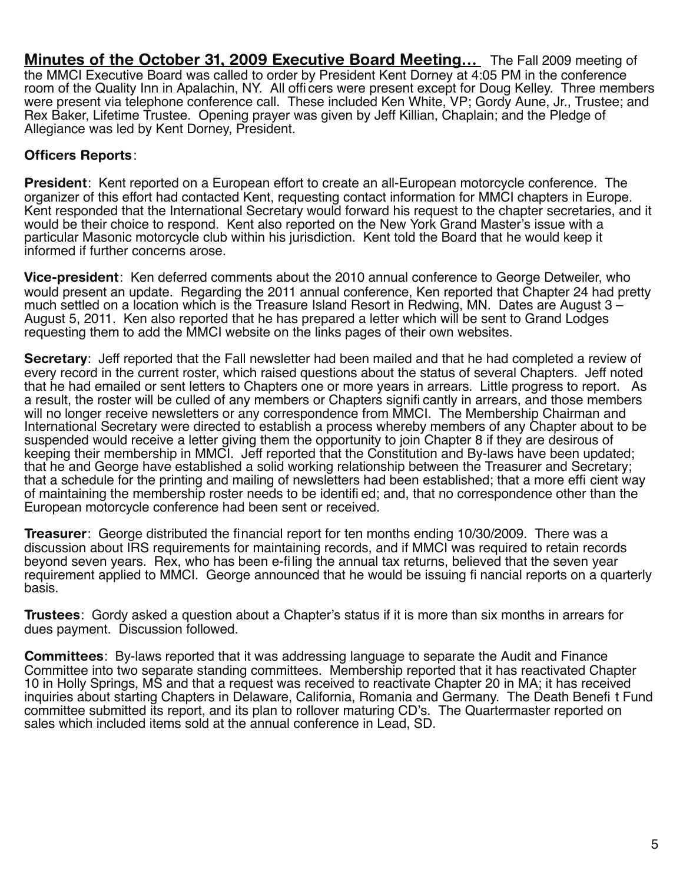**Minutes of the October 31, 2009 Executive Board Meeting...** The Fall 2009 meeting of the MMCI Executive Board was called to order by President Kent Dorney at 4:05 PM in the conference room of the Quality Inn in Apalachin, NY. All officers were present except for Doug Kelley. Three members were present via telephone conference call. These included Ken White, VP; Gordy Aune, Jr., Trustee; and Rex Baker, Lifetime Trustee. Opening prayer was given by Jeff Killian, Chaplain; and the Pledge of Allegiance was led by Kent Dorney, President.

**Officers Reports**:

**President**: Kent reported on a European effort to create an all-European motorcycle conference. The organizer of this effort had contacted Kent, requesting contact information for MMCI chapters in Europe. Kent responded that the International Secretary would forward his request to the chapter secretaries, and it would be their choice to respond. Kent also reported on the New York Grand Master's issue with a particular Masonic motorcycle club within his jurisdiction. Kent told the Board that he would keep it informed if further concerns arose.

**Vice-president**: Ken deferred comments about the 2010 annual conference to George Detweiler, who would present an update. Regarding the 2011 annual conference, Ken reported that Chapter 24 had pretty much settled on a location which is the Treasure Island Resort in Redwing, MN. Dates are August 3 – August 5, 2011. Ken also reported that he has prepared a letter which will be sent to Grand Lodges requesting them to add the MMCI website on the links pages of their own websites.

**Secretary**: Jeff reported that the Fall newsletter had been mailed and that he had completed a review of every record in the current roster, which raised questions about the status of several Chapters. Jeff noted that he had emailed or sent letters to Chapters one or more years in arrears. Little progress to report. As a result, the roster will be culled of any members or Chapters significantly in arrears, and those members will no longer receive newsletters or any correspondence from MMCI. The Membership Chairman and International Secretary were directed to establish a process whereby members of any Chapter about to be suspended would receive a letter giving them the opportunity to join Chapter 8 if they are desirous of keeping their membership in MMCI. Jeff reported that the Constitution and By-laws have been updated; that he and George have established a solid working relationship between the Treasurer and Secretary; that a schedule for the printing and mailing of newsletters had been established; that a more efficient way of maintaining the membership roster needs to be identified; and, that no correspondence other than the European motorcycle conference had been sent or received.

**Treasurer**: George distributed the financial report for ten months ending 10/30/2009. There was a discussion about IRS requirements for maintaining records, and if MMCI was required to retain records beyond seven years. Rex, who has been e-filing the annual tax returns, believed that the seven year requirement applied to MMCI. George announced that he would be issuing financial reports on a quarterly basis.

**Trustees**: Gordy asked a question about a Chapter's status if it is more than six months in arrears for dues payment. Discussion followed.

**Committees**: By-laws reported that it was addressing language to separate the Audit and Finance Committee into two separate standing committees. Membership reported that it has reactivated Chapter 10 in Holly Springs, MS and that a request was received to reactivate Chapter 20 in MA; it has received inquiries about starting Chapters in Delaware, California, Romania and Germany. The Death Benefit Fund committee submitted its report, and its plan to rollover maturing CD's. The Quartermaster reported on sales which included items sold at the annual conference in Lead, SD.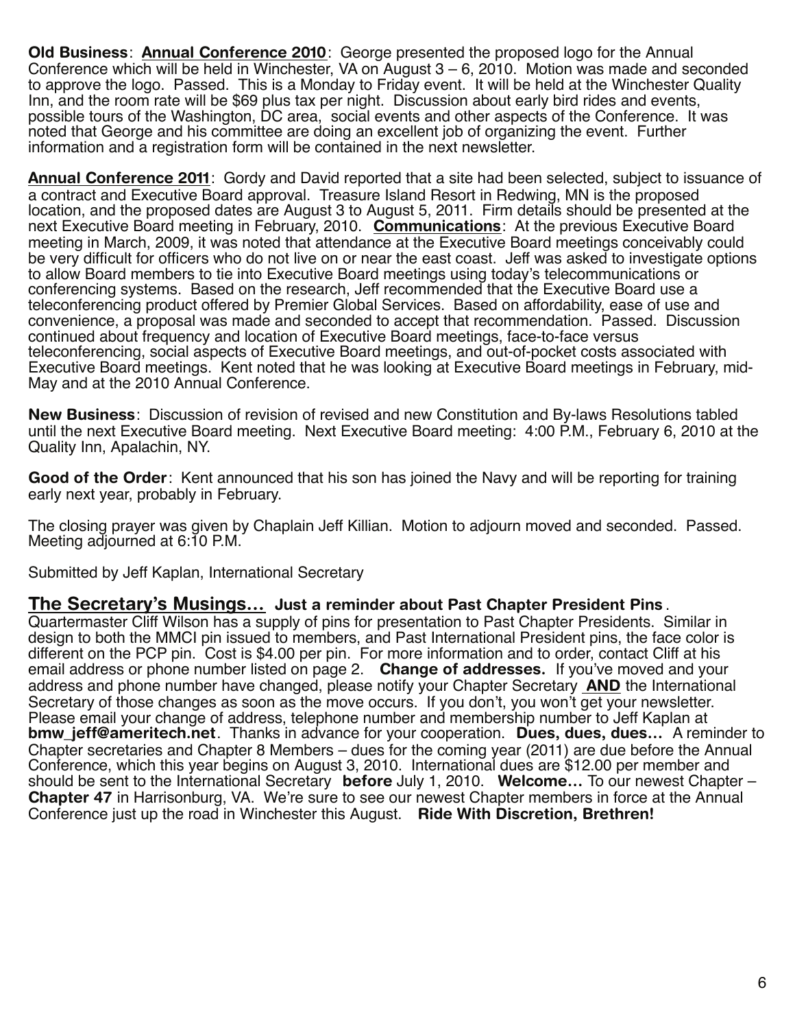**Old Business**: **Annual Conference 2010**: George presented the proposed logo for the Annual Conference which will be held in Winchester, VA on August 3 – 6, 2010. Motion was made and seconded to approve the logo. Passed. This is a Monday to Friday event. It will be held at the Winchester Quality Inn, and the room rate will be $69 plus tax per night. Discussion about early bird rides and events, possible tours of the Washington, DC area, social events and other aspects of the Conference. It was noted that George and his committee are doing an excellent job of organizing the event. Further information and a registration form will be contained in the next newsletter.

**Annual Conference 2011**: Gordy and David reported that a site had been selected, subject to issuance of a contract and Executive Board approval. Treasure Island Resort in Redwing, MN is the proposed location, and the proposed dates are August 3 to August 5, 2011. Firm details should be presented at the next Executive Board meeting in February, 2010. **Communications**: At the previous Executive Board meeting in March, 2009, it was noted that attendance at the Executive Board meetings conceivably could be very difficult for officers who do not live on or near the east coast. Jeff was asked to investigate options to allow Board members to tie into Executive Board meetings using today's telecommunications or conferencing systems. Based on the research, Jeff recommended that the Executive Board use a teleconferencing product offered by Premier Global Services. Based on affordability, ease of use and convenience, a proposal was made and seconded to accept that recommendation. Passed. Discussion continued about frequency and location of Executive Board meetings, face-to-face versus teleconferencing, social aspects of Executive Board meetings, and out-of-pocket costs associated with Executive Board meetings. Kent noted that he was looking at Executive Board meetings in February, mid-May and at the 2010 Annual Conference.

**New Business**: Discussion of revision of revised and new Constitution and By-laws Resolutions tabled until the next Executive Board meeting. Next Executive Board meeting: 4:00 P.M., February 6, 2010 at the Quality Inn, Apalachin, NY.

**Good of the Order**: Kent announced that his son has joined the Navy and will be reporting for training early next year, probably in February.

The closing prayer was given by Chaplain Jeff Killian. Motion to adjourn moved and seconded. Passed. Meeting adjourned at 6:10 P.M.

Submitted by Jeff Kaplan, International Secretary

## The Secretary's Musings…

**Just a reminder about Past Chapter President Pins**. Quartermaster Cliff Wilson has a supply of pins for presentation to Past Chapter Presidents. Similar in design to both the MMCI pin issued to members, and Past International President pins, the face color is different on the PCP pin. Cost is $4.00 per pin. For more information and to order, contact Cliff at his email address or phone number listed on page 2. **Change of addresses.** If you've moved and your address and phone number have changed, please notify your Chapter Secretary **AND** the International Secretary of those changes as soon as the move occurs. If you don't, you won't get your newsletter. Please email your change of address, telephone number and membership number to Jeff Kaplan at **bmw_jeff@ameritech.net**. Thanks in advance for your cooperation. **Dues, dues, dues…** A reminder to Chapter secretaries and Chapter 8 Members – dues for the coming year (2011) are due before the Annual Conference, which this year begins on August 3, 2010. International dues are $12.00 per member and should be sent to the International Secretary **before** July 1, 2010. **Welcome…** To our newest Chapter – **Chapter 47** in Harrisonburg, VA. We're sure to see our newest Chapter members in force at the Annual Conference just up the road in Winchester this August. **Ride With Discretion, Brethren!**